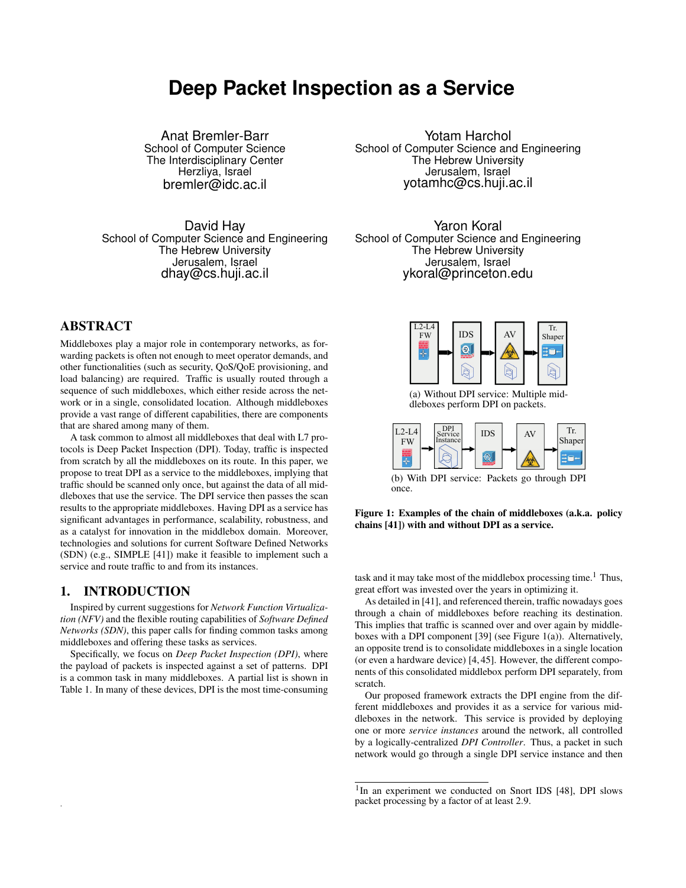# Deep Packet Inspection as a Service

Anat Bremler-Barr
School of Computer Science
The Interdisciplinary Center
Herzliya, Israel
bremler@idc.ac.il

Yotam Harchol
School of Computer Science and Engineering
The Hebrew University
Jerusalem, Israel
yotamhc@cs.huji.ac.il

David Hay
School of Computer Science and Engineering
The Hebrew University
Jerusalem, Israel
dhay@cs.huji.ac.il

Yaron Koral
School of Computer Science and Engineering
The Hebrew University
Jerusalem, Israel
ykoral@princeton.edu

## ABSTRACT

Middleboxes play a major role in contemporary networks, as forwarding packets is often not enough to meet operator demands, and other functionalities (such as security, QoS/QoE provisioning, and load balancing) are required. Traffic is usually routed through a sequence of such middleboxes, which either reside across the network or in a single, consolidated location. Although middleboxes provide a vast range of different capabilities, there are components that are shared among many of them.

A task common to almost all middleboxes that deal with L7 protocols is Deep Packet Inspection (DPI). Today, traffic is inspected from scratch by all the middleboxes on its route. In this paper, we propose to treat DPI as a service to the middleboxes, implying that traffic should be scanned only once, but against the data of all middleboxes that use the service. The DPI service then passes the scan results to the appropriate middleboxes. Having DPI as a service has significant advantages in performance, scalability, robustness, and as a catalyst for innovation in the middlebox domain. Moreover, technologies and solutions for current Software Defined Networks (SDN) (e.g., SIMPLE [41]) make it feasible to implement such a service and route traffic to and from its instances.

## 1. INTRODUCTION

Inspired by current suggestions for *Network Function Virtualization (NFV)* and the flexible routing capabilities of *Software Defined Networks (SDN)*, this paper calls for finding common tasks among middleboxes and offering these tasks as services.

Specifically, we focus on *Deep Packet Inspection (DPI)*, where the payload of packets is inspected against a set of patterns. DPI is a common task in many middleboxes. A partial list is shown in Table 1. In many of these devices, DPI is the most time-consuming task and it may take most of the middlebox processing time.[1] Thus, great effort was invested over the years in optimizing it.

L2-L4 FW
IDS
AV
Tr. Shaper

(a) Without DPI service: Multiple middleboxes perform DPI on packets.

L2-L4 FW
DPI Service Instance
IDS
AV
Tr. Shaper

(b) With DPI service: Packets go through DPI once.

**Figure 1: Examples of the chain of middleboxes (a.k.a. policy chains [41]) with and without DPI as a service.**

As detailed in [41], and referenced therein, traffic nowadays goes through a chain of middleboxes before reaching its destination. This implies that traffic is scanned over and over again by middleboxes with a DPI component [39] (see Figure 1(a)). Alternatively, an opposite trend is to consolidate middleboxes in a single location (or even a hardware device) [4, 45]. However, the different components of this consolidated middlebox perform DPI separately, from scratch.

Our proposed framework extracts the DPI engine from the different middleboxes and provides it as a service for various middleboxes in the network. This service is provided by deploying one or more *service instances* around the network, all controlled by a logically-centralized *DPI Controller*. Thus, a packet in such network would go through a single DPI service instance and then

[1] In an experiment we conducted on Snort IDS [48], DPI slows packet processing by a factor of at least 2.9.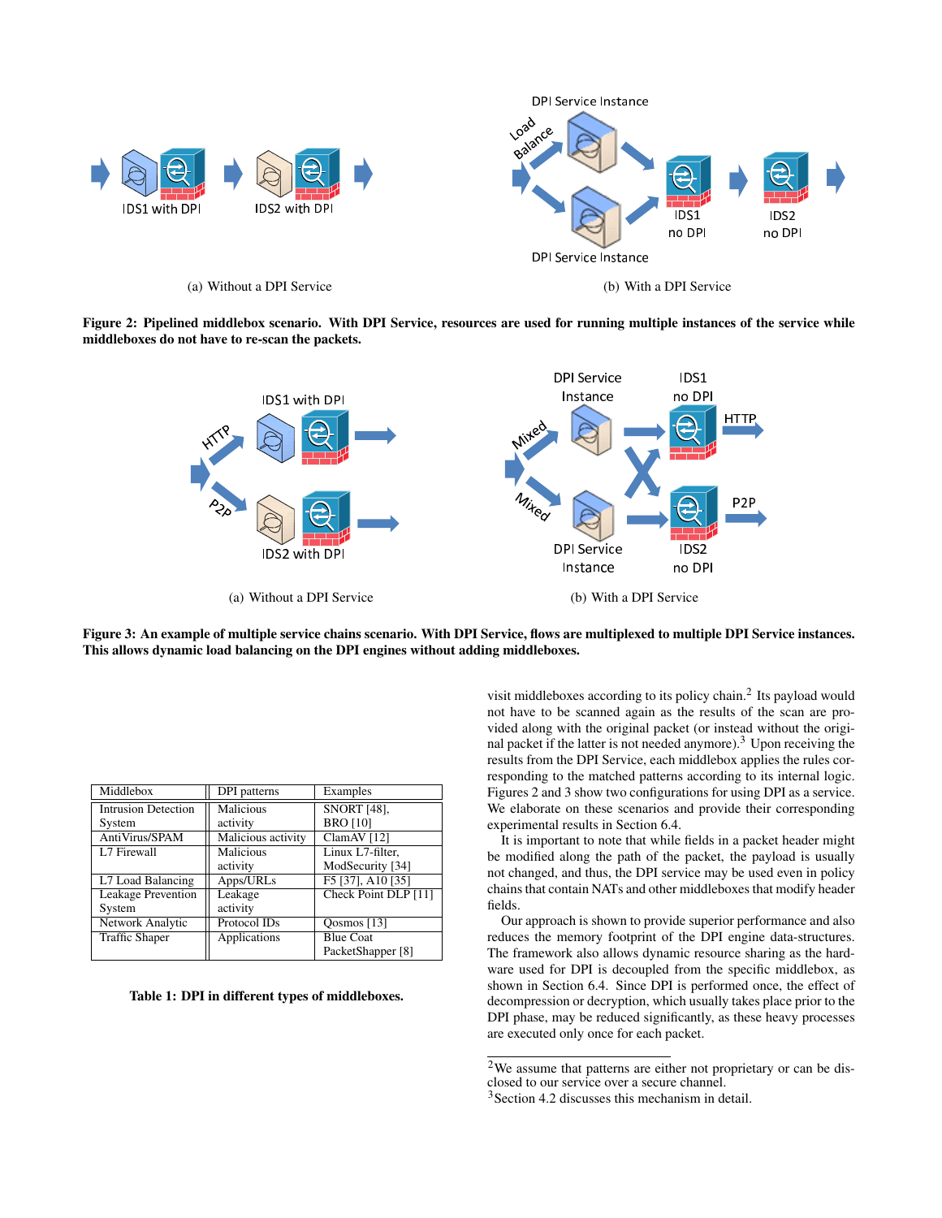IDS1 with DPI

IDS2 with DPI

(a) Without a DPI Service

DPI Service Instance

Load Balance

IDS1 no DPI

IDS2 no DPI

DPI Service Instance

(b) With a DPI Service

**Figure 2: Pipelined middlebox scenario. With DPI Service, resources are used for running multiple instances of the service while middleboxes do not have to re-scan the packets.**

IDS1 with DPI

HTTP

P2P

IDS2 with DPI

(a) Without a DPI Service

DPI Service Instance

IDS1 no DPI

Mixed

HTTP

Mixed

P2P

DPI Service Instance

IDS2 no DPI

(b) With a DPI Service

**Figure 3: An example of multiple service chains scenario. With DPI Service, flows are multiplexed to multiple DPI Service instances. This allows dynamic load balancing on the DPI engines without adding middleboxes.**

| Middlebox | DPI patterns | Examples |
|---|---|---|
| Intrusion Detection System | Malicious activity | SNORT [48], BRO [10] |
| AntiVirus/SPAM | Malicious activity | ClamAV [12] |
| L7 Firewall | Malicious activity | Linux L7-filter, ModSecurity [34] |
| L7 Load Balancing | Apps/URLs | F5 [37], A10 [35] |
| Leakage Prevention System | Leakage activity | Check Point DLP [11] |
| Network Analytic | Protocol IDs | Qosmos [13] |
| Traffic Shaper | Applications | Blue Coat PacketShapper [8] |

**Table 1: DPI in different types of middleboxes.**

visit middleboxes according to its policy chain.[2] Its payload would not have to be scanned again as the results of the scan are provided along with the original packet (or instead without the original packet if the latter is not needed anymore).[3] Upon receiving the results from the DPI Service, each middlebox applies the rules corresponding to the matched patterns according to its internal logic. Figures 2 and 3 show two configurations for using DPI as a service. We elaborate on these scenarios and provide their corresponding experimental results in Section 6.4.

It is important to note that while fields in a packet header might be modified along the path of the packet, the payload is usually not changed, and thus, the DPI service may be used even in policy chains that contain NATs and other middleboxes that modify header fields.

Our approach is shown to provide superior performance and also reduces the memory footprint of the DPI engine data-structures. The framework also allows dynamic resource sharing as the hardware used for DPI is decoupled from the specific middlebox, as shown in Section 6.4. Since DPI is performed once, the effect of decompression or decryption, which usually takes place prior to the DPI phase, may be reduced significantly, as these heavy processes are executed only once for each packet.

[2] We assume that patterns are either not proprietary or can be disclosed to our service over a secure channel.

[3] Section 4.2 discusses this mechanism in detail.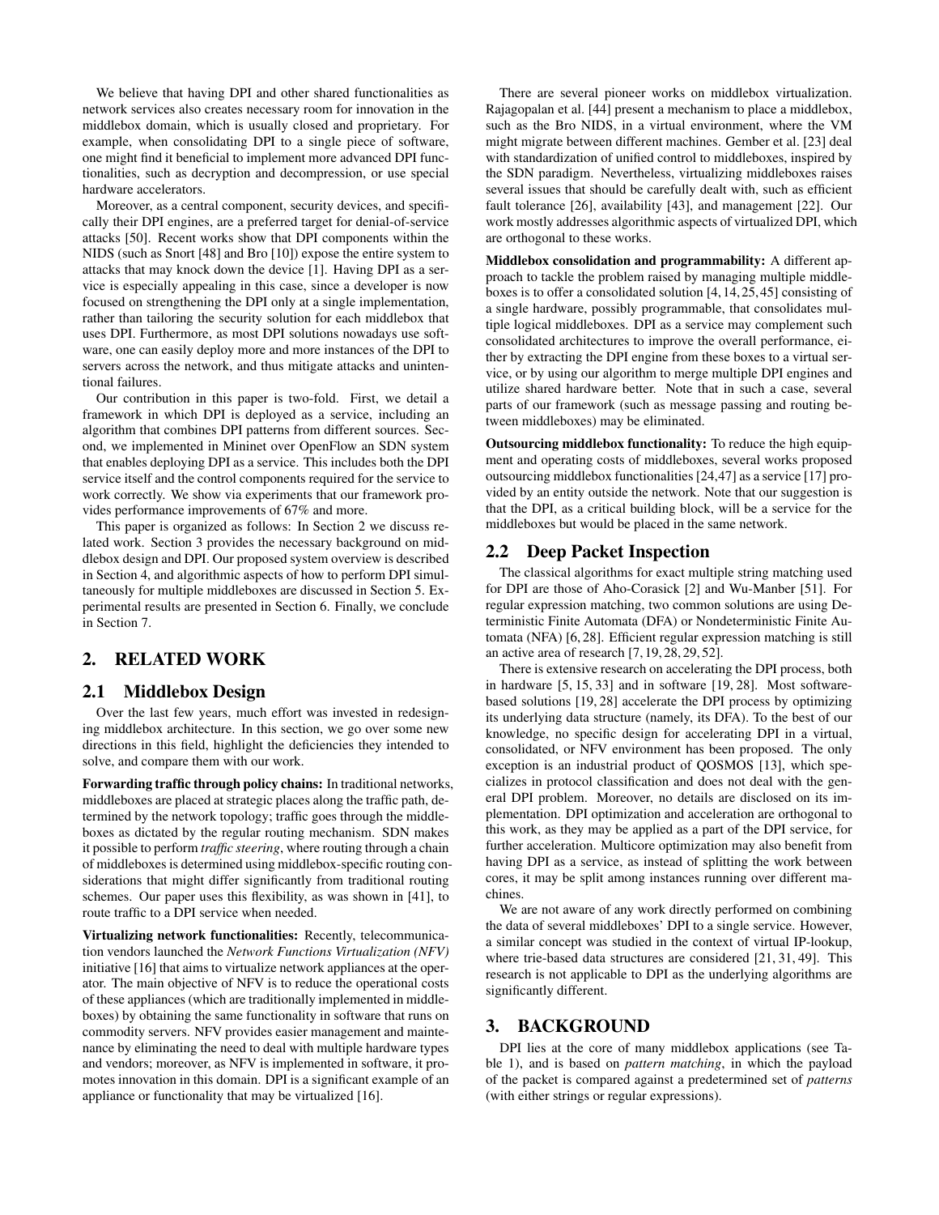We believe that having DPI and other shared functionalities as network services also creates necessary room for innovation in the middlebox domain, which is usually closed and proprietary. For example, when consolidating DPI to a single piece of software, one might find it beneficial to implement more advanced DPI functionalities, such as decryption and decompression, or use special hardware accelerators.

Moreover, as a central component, security devices, and specifically their DPI engines, are a preferred target for denial-of-service attacks [50]. Recent works show that DPI components within the NIDS (such as Snort [48] and Bro [10]) expose the entire system to attacks that may knock down the device [1]. Having DPI as a service is especially appealing in this case, since a developer is now focused on strengthening the DPI only at a single implementation, rather than tailoring the security solution for each middlebox that uses DPI. Furthermore, as most DPI solutions nowadays use software, one can easily deploy more and more instances of the DPI to servers across the network, and thus mitigate attacks and unintentional failures.

Our contribution in this paper is two-fold. First, we detail a framework in which DPI is deployed as a service, including an algorithm that combines DPI patterns from different sources. Second, we implemented in Mininet over OpenFlow an SDN system that enables deploying DPI as a service. This includes both the DPI service itself and the control components required for the service to work correctly. We show via experiments that our framework provides performance improvements of 67% and more.

This paper is organized as follows: In Section 2 we discuss related work. Section 3 provides the necessary background on middlebox design and DPI. Our proposed system overview is described in Section 4, and algorithmic aspects of how to perform DPI simultaneously for multiple middleboxes are discussed in Section 5. Experimental results are presented in Section 6. Finally, we conclude in Section 7.

## 2. RELATED WORK

### 2.1 Middlebox Design

Over the last few years, much effort was invested in redesigning middlebox architecture. In this section, we go over some new directions in this field, highlight the deficiencies they intended to solve, and compare them with our work.

**Forwarding traffic through policy chains:** In traditional networks, middleboxes are placed at strategic places along the traffic path, determined by the network topology; traffic goes through the middleboxes as dictated by the regular routing mechanism. SDN makes it possible to perform *traffic steering*, where routing through a chain of middleboxes is determined using middlebox-specific routing considerations that might differ significantly from traditional routing schemes. Our paper uses this flexibility, as was shown in [41], to route traffic to a DPI service when needed.

**Virtualizing network functionalities:** Recently, telecommunication vendors launched the *Network Functions Virtualization (NFV)* initiative [16] that aims to virtualize network appliances at the operator. The main objective of NFV is to reduce the operational costs of these appliances (which are traditionally implemented in middleboxes) by obtaining the same functionality in software that runs on commodity servers. NFV provides easier management and maintenance by eliminating the need to deal with multiple hardware types and vendors; moreover, as NFV is implemented in software, it promotes innovation in this domain. DPI is a significant example of an appliance or functionality that may be virtualized [16].

There are several pioneer works on middlebox virtualization. Rajagopalan et al. [44] present a mechanism to place a middlebox, such as the Bro NIDS, in a virtual environment, where the VM might migrate between different machines. Gember et al. [23] deal with standardization of unified control to middleboxes, inspired by the SDN paradigm. Nevertheless, virtualizing middleboxes raises several issues that should be carefully dealt with, such as efficient fault tolerance [26], availability [43], and management [22]. Our work mostly addresses algorithmic aspects of virtualized DPI, which are orthogonal to these works.

**Middlebox consolidation and programmability:** A different approach to tackle the problem raised by managing multiple middleboxes is to offer a consolidated solution [4,14,25,45] consisting of a single hardware, possibly programmable, that consolidates multiple logical middleboxes. DPI as a service may complement such consolidated architectures to improve the overall performance, either by extracting the DPI engine from these boxes to a virtual service, or by using our algorithm to merge multiple DPI engines and utilize shared hardware better. Note that in such a case, several parts of our framework (such as message passing and routing between middleboxes) may be eliminated.

**Outsourcing middlebox functionality:** To reduce the high equipment and operating costs of middleboxes, several works proposed outsourcing middlebox functionalities [24,47] as a service [17] provided by an entity outside the network. Note that our suggestion is that the DPI, as a critical building block, will be a service for the middleboxes but would be placed in the same network.

### 2.2 Deep Packet Inspection

The classical algorithms for exact multiple string matching used for DPI are those of Aho-Corasick [2] and Wu-Manber [51]. For regular expression matching, two common solutions are using Deterministic Finite Automata (DFA) or Nondeterministic Finite Automata (NFA) [6, 28]. Efficient regular expression matching is still an active area of research [7, 19, 28, 29, 52].

There is extensive research on accelerating the DPI process, both in hardware [5, 15, 33] and in software [19, 28]. Most software-based solutions [19, 28] accelerate the DPI process by optimizing its underlying data structure (namely, its DFA). To the best of our knowledge, no specific design for accelerating DPI in a virtual, consolidated, or NFV environment has been proposed. The only exception is an industrial product of QOSMOS [13], which specializes in protocol classification and does not deal with the general DPI problem. Moreover, no details are disclosed on its implementation. DPI optimization and acceleration are orthogonal to this work, as they may be applied as a part of the DPI service, for further acceleration. Multicore optimization may also benefit from having DPI as a service, as instead of splitting the work between cores, it may be split among instances running over different machines.

We are not aware of any work directly performed on combining the data of several middleboxes' DPI to a single service. However, a similar concept was studied in the context of virtual IP-lookup, where trie-based data structures are considered [21, 31, 49]. This research is not applicable to DPI as the underlying algorithms are significantly different.

## 3. BACKGROUND

DPI lies at the core of many middlebox applications (see Table 1), and is based on *pattern matching*, in which the payload of the packet is compared against a predetermined set of *patterns* (with either strings or regular expressions).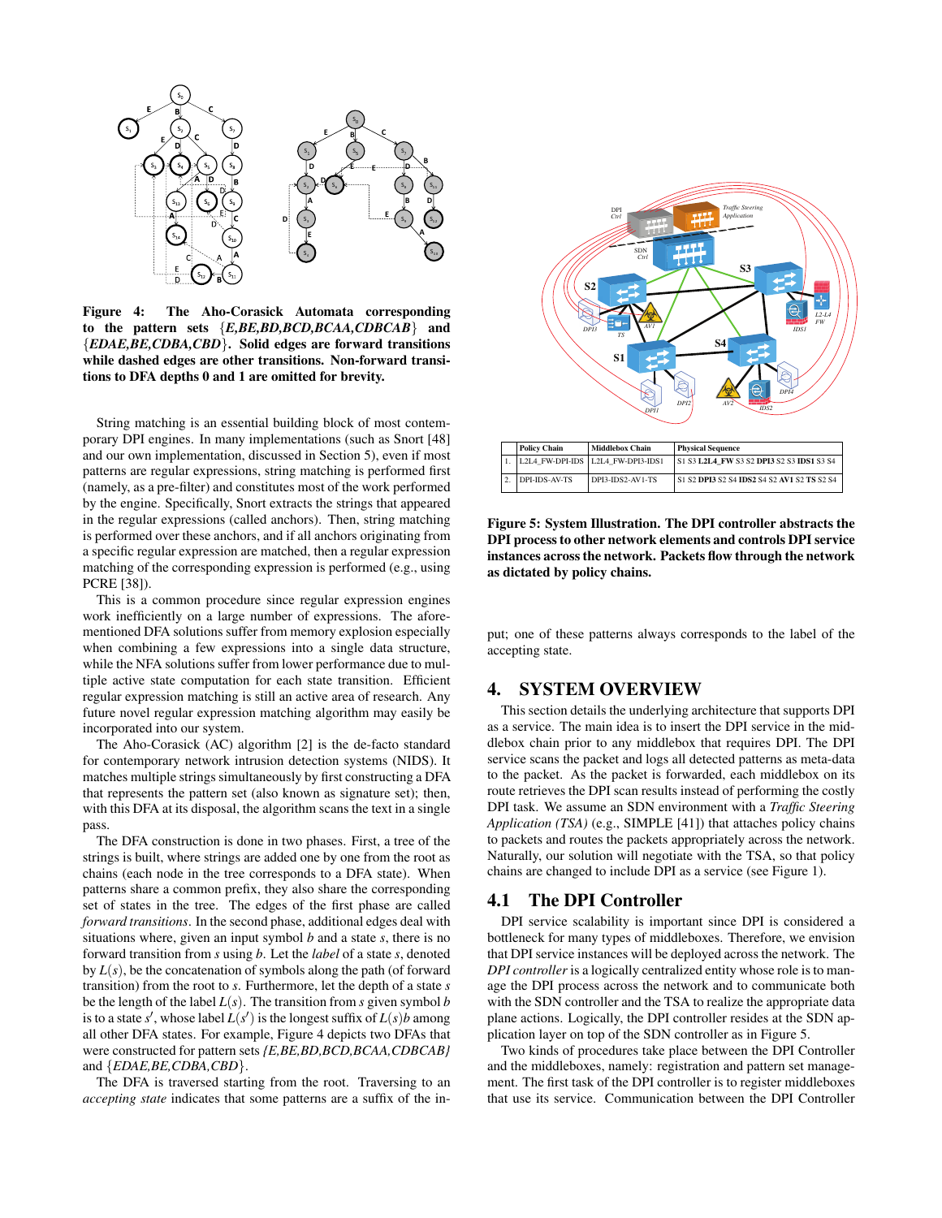**Figure 4: The Aho-Corasick Automata corresponding to the pattern sets {*E,BE,BD,BCD,BCAA,CDBCAB*} and {*EDAE,BE,CDBA,CBD*}. Solid edges are forward transitions while dashed edges are other transitions. Non-forward transitions to DFA depths 0 and 1 are omitted for brevity.**

String matching is an essential building block of most contemporary DPI engines. In many implementations (such as Snort [48] and our own implementation, discussed in Section 5), even if most patterns are regular expressions, string matching is performed first (namely, as a pre-filter) and constitutes most of the work performed by the engine. Specifically, Snort extracts the strings that appeared in the regular expressions (called anchors). Then, string matching is performed over these anchors, and if all anchors originating from a specific regular expression are matched, then a regular expression matching of the corresponding expression is performed (e.g., using PCRE [38]).

This is a common procedure since regular expression engines work inefficiently on a large number of expressions. The aforementioned DFA solutions suffer from memory explosion especially when combining a few expressions into a single data structure, while the NFA solutions suffer from lower performance due to multiple active state computation for each state transition. Efficient regular expression matching is still an active area of research. Any future novel regular expression matching algorithm may easily be incorporated into our system.

The Aho-Corasick (AC) algorithm [2] is the de-facto standard for contemporary network intrusion detection systems (NIDS). It matches multiple strings simultaneously by first constructing a DFA that represents the pattern set (also known as signature set); then, with this DFA at its disposal, the algorithm scans the text in a single pass.

The DFA construction is done in two phases. First, a tree of the strings is built, where strings are added one by one from the root as chains (each node in the tree corresponds to a DFA state). When patterns share a common prefix, they also share the corresponding set of states in the tree. The edges of the first phase are called *forward transitions*. In the second phase, additional edges deal with situations where, given an input symbol $b$ and a state $s$, there is no forward transition from $s$ using $b$. Let the *label* of a state $s$, denoted by $L(s)$, be the concatenation of symbols along the path (of forward transition) from the root to $s$. Furthermore, let the depth of a state $s$ be the length of the label $L(s)$. The transition from $s$ given symbol $b$ is to a state $s'$, whose label $L(s')$ is the longest suffix of $L(s)b$ among all other DFA states. For example, Figure 4 depicts two DFAs that were constructed for pattern sets *{E,BE,BD,BCD,BCAA,CDBCAB}* and {*EDAE,BE,CDBA,CBD*}.

The DFA is traversed starting from the root. Traversing to an *accepting state* indicates that some patterns are a suffix of the input; one of these patterns always corresponds to the label of the accepting state.

| | Policy Chain | Middlebox Chain | Physical Sequence |
|---|---|---|---|
| 1. | L2L4_FW-DPI-IDS | L2L4_FW-DPI3-IDS1 | S1 S3 **L2L4_FW** S3 S2 **DPI3** S2 S3 **IDS1** S3 S4 |
| 2. | DPI-IDS-AV-TS | DPI3-IDS2-AV1-TS | S1 S2 **DPI3** S2 S4 **IDS2** S4 S2 **AV1** S2 **TS** S2 S4 |

**Figure 5: System Illustration. The DPI controller abstracts the DPI process to other network elements and controls DPI service instances across the network. Packets flow through the network as dictated by policy chains.**

# 4. SYSTEM OVERVIEW

This section details the underlying architecture that supports DPI as a service. The main idea is to insert the DPI service in the middlebox chain prior to any middlebox that requires DPI. The DPI service scans the packet and logs all detected patterns as meta-data to the packet. As the packet is forwarded, each middlebox on its route retrieves the DPI scan results instead of performing the costly DPI task. We assume an SDN environment with a *Traffic Steering Application (TSA)* (e.g., SIMPLE [41]) that attaches policy chains to packets and routes the packets appropriately across the network. Naturally, our solution will negotiate with the TSA, so that policy chains are changed to include DPI as a service (see Figure 1).

## 4.1 The DPI Controller

DPI service scalability is important since DPI is considered a bottleneck for many types of middleboxes. Therefore, we envision that DPI service instances will be deployed across the network. The *DPI controller* is a logically centralized entity whose role is to manage the DPI process across the network and to communicate both with the SDN controller and the TSA to realize the appropriate data plane actions. Logically, the DPI controller resides at the SDN application layer on top of the SDN controller as in Figure 5.

Two kinds of procedures take place between the DPI Controller and the middleboxes, namely: registration and pattern set management. The first task of the DPI controller is to register middleboxes that use its service. Communication between the DPI Controller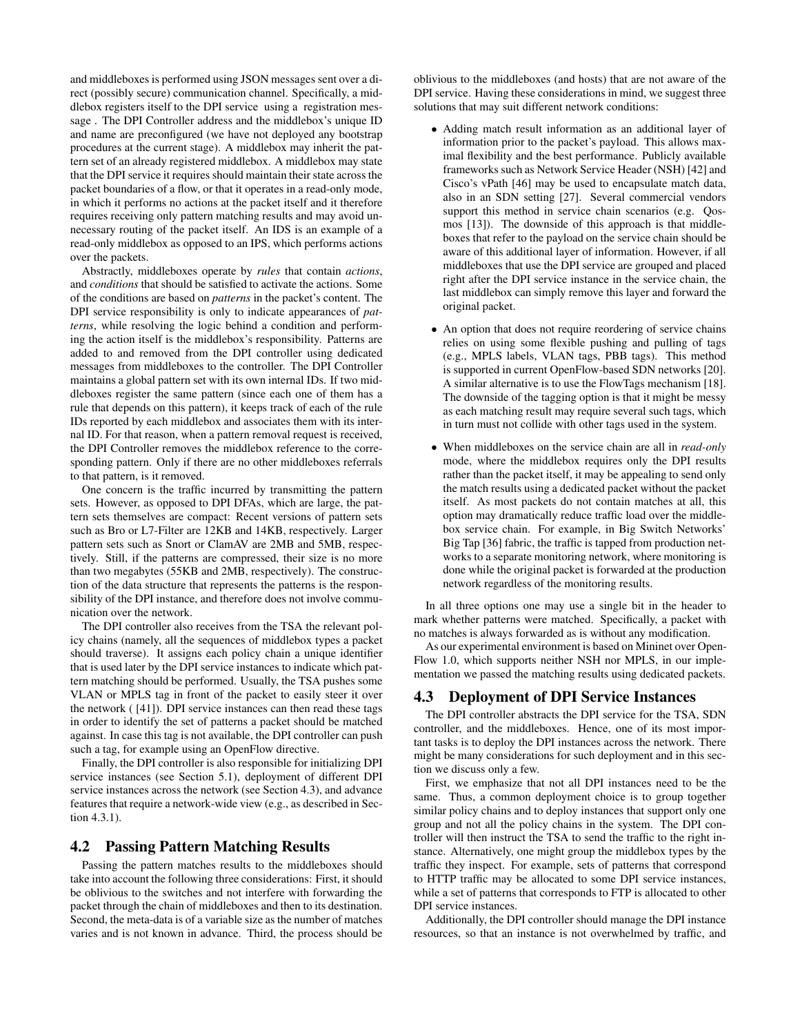and middleboxes is performed using JSON messages sent over a direct (possibly secure) communication channel. Specifically, a middlebox registers itself to the DPI service using a registration message . The DPI Controller address and the middlebox's unique ID and name are preconfigured (we have not deployed any bootstrap procedures at the current stage). A middlebox may inherit the pattern set of an already registered middlebox. A middlebox may state that the DPI service it requires should maintain their state across the packet boundaries of a flow, or that it operates in a read-only mode, in which it performs no actions at the packet itself and it therefore requires receiving only pattern matching results and may avoid unnecessary routing of the packet itself. An IDS is an example of a read-only middlebox as opposed to an IPS, which performs actions over the packets.

Abstractly, middleboxes operate by *rules* that contain *actions*, and *conditions* that should be satisfied to activate the actions. Some of the conditions are based on *patterns* in the packet's content. The DPI service responsibility is only to indicate appearances of *patterns*, while resolving the logic behind a condition and performing the action itself is the middlebox's responsibility. Patterns are added to and removed from the DPI controller using dedicated messages from middleboxes to the controller. The DPI Controller maintains a global pattern set with its own internal IDs. If two middleboxes register the same pattern (since each one of them has a rule that depends on this pattern), it keeps track of each of the rule IDs reported by each middlebox and associates them with its internal ID. For that reason, when a pattern removal request is received, the DPI Controller removes the middlebox reference to the corresponding pattern. Only if there are no other middleboxes referrals to that pattern, is it removed.

One concern is the traffic incurred by transmitting the pattern sets. However, as opposed to DPI DFAs, which are large, the pattern sets themselves are compact: Recent versions of pattern sets such as Bro or L7-Filter are 12KB and 14KB, respectively. Larger pattern sets such as Snort or ClamAV are 2MB and 5MB, respectively. Still, if the patterns are compressed, their size is no more than two megabytes (55KB and 2MB, respectively). The construction of the data structure that represents the patterns is the responsibility of the DPI instance, and therefore does not involve communication over the network.

The DPI controller also receives from the TSA the relevant policy chains (namely, all the sequences of middlebox types a packet should traverse). It assigns each policy chain a unique identifier that is used later by the DPI service instances to indicate which pattern matching should be performed. Usually, the TSA pushes some VLAN or MPLS tag in front of the packet to easily steer it over the network ( [41]). DPI service instances can then read these tags in order to identify the set of patterns a packet should be matched against. In case this tag is not available, the DPI controller can push such a tag, for example using an OpenFlow directive.

Finally, the DPI controller is also responsible for initializing DPI service instances (see Section 5.1), deployment of different DPI service instances across the network (see Section 4.3), and advance features that require a network-wide view (e.g., as described in Section 4.3.1).

## 4.2 Passing Pattern Matching Results

Passing the pattern matches results to the middleboxes should take into account the following three considerations: First, it should be oblivious to the switches and not interfere with forwarding the packet through the chain of middleboxes and then to its destination. Second, the meta-data is of a variable size as the number of matches varies and is not known in advance. Third, the process should be oblivious to the middleboxes (and hosts) that are not aware of the DPI service. Having these considerations in mind, we suggest three solutions that may suit different network conditions:

- Adding match result information as an additional layer of information prior to the packet's payload. This allows maximal flexibility and the best performance. Publicly available frameworks such as Network Service Header (NSH) [42] and Cisco's vPath [46] may be used to encapsulate match data, also in an SDN setting [27]. Several commercial vendors support this method in service chain scenarios (e.g. Qosmos [13]). The downside of this approach is that middleboxes that refer to the payload on the service chain should be aware of this additional layer of information. However, if all middleboxes that use the DPI service are grouped and placed right after the DPI service instance in the service chain, the last middlebox can simply remove this layer and forward the original packet.
- An option that does not require reordering of service chains relies on using some flexible pushing and pulling of tags (e.g., MPLS labels, VLAN tags, PBB tags). This method is supported in current OpenFlow-based SDN networks [20]. A similar alternative is to use the FlowTags mechanism [18]. The downside of the tagging option is that it might be messy as each matching result may require several such tags, which in turn must not collide with other tags used in the system.
- When middleboxes on the service chain are all in *read-only* mode, where the middlebox requires only the DPI results rather than the packet itself, it may be appealing to send only the match results using a dedicated packet without the packet itself. As most packets do not contain matches at all, this option may dramatically reduce traffic load over the middlebox service chain. For example, in Big Switch Networks' Big Tap [36] fabric, the traffic is tapped from production networks to a separate monitoring network, where monitoring is done while the original packet is forwarded at the production network regardless of the monitoring results.

In all three options one may use a single bit in the header to mark whether patterns were matched. Specifically, a packet with no matches is always forwarded as is without any modification.

As our experimental environment is based on Mininet over OpenFlow 1.0, which supports neither NSH nor MPLS, in our implementation we passed the matching results using dedicated packets.

## 4.3 Deployment of DPI Service Instances

The DPI controller abstracts the DPI service for the TSA, SDN controller, and the middleboxes. Hence, one of its most important tasks is to deploy the DPI instances across the network. There might be many considerations for such deployment and in this section we discuss only a few.

First, we emphasize that not all DPI instances need to be the same. Thus, a common deployment choice is to group together similar policy chains and to deploy instances that support only one group and not all the policy chains in the system. The DPI controller will then instruct the TSA to send the traffic to the right instance. Alternatively, one might group the middlebox types by the traffic they inspect. For example, sets of patterns that correspond to HTTP traffic may be allocated to some DPI service instances, while a set of patterns that corresponds to FTP is allocated to other DPI service instances.

Additionally, the DPI controller should manage the DPI instance resources, so that an instance is not overwhelmed by traffic, and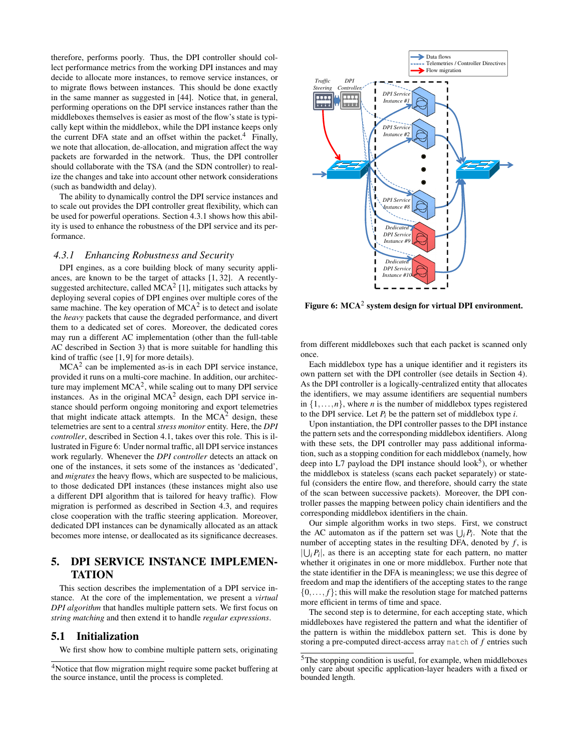therefore, performs poorly. Thus, the DPI controller should collect performance metrics from the working DPI instances and may decide to allocate more instances, to remove service instances, or to migrate flows between instances. This should be done exactly in the same manner as suggested in [44]. Notice that, in general, performing operations on the DPI service instances rather than the middleboxes themselves is easier as most of the flow's state is typically kept within the middlebox, while the DPI instance keeps only the current DFA state and an offset within the packet.[4] Finally, we note that allocation, de-allocation, and migration affect the way packets are forwarded in the network. Thus, the DPI controller should collaborate with the TSA (and the SDN controller) to realize the changes and take into account other network considerations (such as bandwidth and delay).

The ability to dynamically control the DPI service instances and to scale out provides the DPI controller great flexibility, which can be used for powerful operations. Section 4.3.1 shows how this ability is used to enhance the robustness of the DPI service and its performance.

### 4.3.1 Enhancing Robustness and Security

DPI engines, as a core building block of many security appliances, are known to be the target of attacks [1, 32]. A recently-suggested architecture, called MCA[2] [1], mitigates such attacks by deploying several copies of DPI engines over multiple cores of the same machine. The key operation of MCA[2] is to detect and isolate the *heavy* packets that cause the degraded performance, and divert them to a dedicated set of cores. Moreover, the dedicated cores may run a different AC implementation (other than the full-table AC described in Section 3) that is more suitable for handling this kind of traffic (see [1, 9] for more details).

MCA[2] can be implemented as-is in each DPI service instance, provided it runs on a multi-core machine. In addition, our architecture may implement MCA[2], while scaling out to many DPI service instances. As in the original MCA[2] design, each DPI service instance should perform ongoing monitoring and export telemetries that might indicate attack attempts. In the MCA[2] design, these telemetries are sent to a central *stress monitor* entity. Here, the *DPI controller*, described in Section 4.1, takes over this role. This is illustrated in Figure 6: Under normal traffic, all DPI service instances work regularly. Whenever the *DPI controller* detects an attack on one of the instances, it sets some of the instances as 'dedicated', and *migrates* the heavy flows, which are suspected to be malicious, to those dedicated DPI instances (these instances might also use a different DPI algorithm that is tailored for heavy traffic). Flow migration is performed as described in Section 4.3, and requires close cooperation with the traffic steering application. Moreover, dedicated DPI instances can be dynamically allocated as an attack becomes more intense, or deallocated as its significance decreases.

[4]Notice that flow migration might require some packet buffering at the source instance, until the process is completed.

Data flows
Telemetries / Controller Directives
Flow migration
Traffic Steering
DPI Controller
DPI Service Instance #1
DPI Service Instance #2
DPI Service Instance #8
Dedicated DPI Service Instance #9
Dedicated DPI Service Instance #10

**Figure 6: MCA[2] system design for virtual DPI environment.**

## 5. DPI SERVICE INSTANCE IMPLEMENTATION

This section describes the implementation of a DPI service instance. At the core of the implementation, we present a *virtual DPI algorithm* that handles multiple pattern sets. We first focus on *string matching* and then extend it to handle *regular expressions*.

## 5.1 Initialization

We first show how to combine multiple pattern sets, originating from different middleboxes such that each packet is scanned only once.

Each middlebox type has a unique identifier and it registers its own pattern set with the DPI controller (see details in Section 4). As the DPI controller is a logically-centralized entity that allocates the identifiers, we may assume identifiers are sequential numbers in $\{1,\ldots,n\}$, where $n$ is the number of middlebox types registered to the DPI service. Let $P_i$ be the pattern set of middlebox type $i$.

Upon instantiation, the DPI controller passes to the DPI instance the pattern sets and the corresponding middlebox identifiers. Along with these sets, the DPI controller may pass additional information, such as a stopping condition for each middlebox (namely, how deep into L7 payload the DPI instance should look[5]), or whether the middlebox is stateless (scans each packet separately) or stateful (considers the entire flow, and therefore, should carry the state of the scan between successive packets). Moreover, the DPI controller passes the mapping between policy chain identifiers and the corresponding middlebox identifiers in the chain.

Our simple algorithm works in two steps. First, we construct the AC automaton as if the pattern set was $\bigcup_i P_i$. Note that the number of accepting states in the resulting DFA, denoted by $f$, is $|\bigcup_i P_i|$, as there is an accepting state for each pattern, no matter whether it originates in one or more middlebox. Further note that the state identifier in the DFA is meaningless; we use this degree of freedom and map the identifiers of the accepting states to the range $\{0,\ldots,f\}$; this will make the resolution stage for matched patterns more efficient in terms of time and space.

The second step is to determine, for each accepting state, which middleboxes have registered the pattern and what the identifier of the pattern is within the middlebox pattern set. This is done by storing a pre-computed direct-access array `match` of $f$ entries such

[5]The stopping condition is useful, for example, when middleboxes only care about specific application-layer headers with a fixed or bounded length.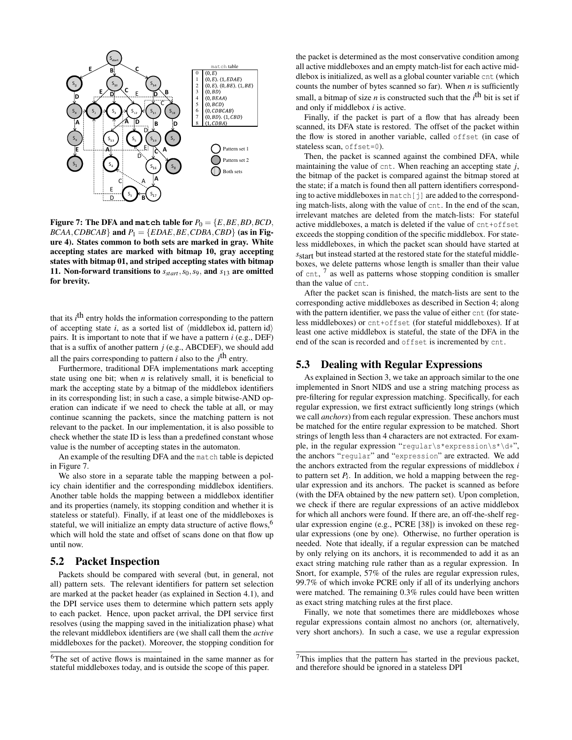match table

| | |
|---|---|
| 0 | ⟨0, E⟩ |
| 1 | ⟨0, E⟩, ⟨1, EDAE⟩ |
| 2 | ⟨0, E⟩, ⟨0, BE⟩, ⟨1, BE⟩ |
| 3 | ⟨0, BD⟩ |
| 4 | ⟨0, BEAA⟩ |
| 5 | ⟨0, BCD⟩ |
| 6 | ⟨0, CDBCAB⟩ |
| 7 | ⟨0, BD⟩, ⟨1, CBD⟩ |
| 8 | ⟨1, CDBA⟩ |

Pattern set 1

Pattern set 2

Both sets

**Figure 7: The DFA and match table for $P_0 = \{E, BE, BD, BCD, BCAA, CDBCAB\}$ and $P_1 = \{EDAE, BE, CDBA, CBD\}$ (as in Figure 4). States common to both sets are marked in gray. White accepting states are marked with bitmap 10, gray accepting states with bitmap 01, and striped accepting states with bitmap 11. Non-forward transitions to $s_{start}, s_0, s_9$, and $s_{13}$ are omitted for brevity.**

that its $i^{\text{th}}$ entry holds the information corresponding to the pattern of accepting state $i$, as a sorted list of ⟨middlebox id, pattern id⟩ pairs. It is important to note that if we have a pattern $i$ (e.g., DEF) that is a suffix of another pattern $j$ (e.g., ABCDEF), we should add all the pairs corresponding to pattern $i$ also to the $j^{\text{th}}$ entry.

Furthermore, traditional DFA implementations mark accepting state using one bit; when $n$ is relatively small, it is beneficial to mark the accepting state by a bitmap of the middlebox identifiers in its corresponding list; in such a case, a simple bitwise-AND operation can indicate if we need to check the table at all, or may continue scanning the packets, since the matching pattern is not relevant to the packet. In our implementation, it is also possible to check whether the state ID is less than a predefined constant whose value is the number of accepting states in the automaton.

An example of the resulting DFA and the match table is depicted in Figure 7.

We also store in a separate table the mapping between a policy chain identifier and the corresponding middlebox identifiers. Another table holds the mapping between a middlebox identifier and its properties (namely, its stopping condition and whether it is stateless or stateful). Finally, if at least one of the middleboxes is stateful, we will initialize an empty data structure of active flows,[6] which will hold the state and offset of scans done on that flow up until now.

## 5.2 Packet Inspection

Packets should be compared with several (but, in general, not all) pattern sets. The relevant identifiers for pattern set selection are marked at the packet header (as explained in Section 4.1), and the DPI service uses them to determine which pattern sets apply to each packet. Hence, upon packet arrival, the DPI service first resolves (using the mapping saved in the initialization phase) what the relevant middlebox identifiers are (we shall call them the *active* middleboxes for the packet). Moreover, the stopping condition for the packet is determined as the most conservative condition among all active middleboxes and an empty match-list for each active middlebox is initialized, as well as a global counter variable cnt (which counts the number of bytes scanned so far). When $n$ is sufficiently small, a bitmap of size $n$ is constructed such that the $i^{\text{th}}$ bit is set if and only if middlebox $i$ is active.

Finally, if the packet is part of a flow that has already been scanned, its DFA state is restored. The offset of the packet within the flow is stored in another variable, called offset (in case of stateless scan, offset=0).

Then, the packet is scanned against the combined DFA, while maintaining the value of cnt. When reaching an accepting state $j$, the bitmap of the packet is compared against the bitmap stored at the state; if a match is found then all pattern identifiers corresponding to active middleboxes in match[j] are added to the corresponding match-lists, along with the value of cnt. In the end of the scan, irrelevant matches are deleted from the match-lists: For stateful active middleboxes, a match is deleted if the value of cnt+offset exceeds the stopping condition of the specific middlebox. For stateless middleboxes, in which the packet scan should have started at $s_{\text{start}}$ but instead started at the restored state for the stateful middleboxes, we delete patterns whose length is smaller than their value of cnt, [7] as well as patterns whose stopping condition is smaller than the value of cnt.

After the packet scan is finished, the match-lists are sent to the corresponding active middleboxes as described in Section 4; along with the pattern identifier, we pass the value of either cnt (for stateless middleboxes) or cnt+offset (for stateful middleboxes). If at least one active middlebox is stateful, the state of the DFA in the end of the scan is recorded and offset is incremented by cnt.

## 5.3 Dealing with Regular Expressions

As explained in Section 3, we take an approach similar to the one implemented in Snort NIDS and use a string matching process as pre-filtering for regular expression matching. Specifically, for each regular expression, we first extract sufficiently long strings (which we call *anchors*) from each regular expression. These anchors must be matched for the entire regular expression to be matched. Short strings of length less than 4 characters are not extracted. For example, in the regular expression "regular\s*expression\s*\d+", the anchors "regular" and "expression" are extracted. We add the anchors extracted from the regular expressions of middlebox $i$ to pattern set $P_i$. In addition, we hold a mapping between the regular expression and its anchors. The packet is scanned as before (with the DFA obtained by the new pattern set). Upon completion, we check if there are regular expressions of an active middlebox for which all anchors were found. If there are, an off-the-shelf regular expression engine (e.g., PCRE [38]) is invoked on these regular expressions (one by one). Otherwise, no further operation is needed. Note that ideally, if a regular expression can be matched by only relying on its anchors, it is recommended to add it as an exact string matching rule rather than as a regular expression. In Snort, for example, 57% of the rules are regular expression rules, 99.7% of which invoke PCRE only if all of its underlying anchors were matched. The remaining 0.3% rules could have been written as exact string matching rules at the first place.

Finally, we note that sometimes there are middleboxes whose regular expressions contain almost no anchors (or, alternatively, very short anchors). In such a case, we use a regular expression

[6]The set of active flows is maintained in the same manner as for stateful middleboxes today, and is outside the scope of this paper.

[7]This implies that the pattern has started in the previous packet, and therefore should be ignored in a stateless DPI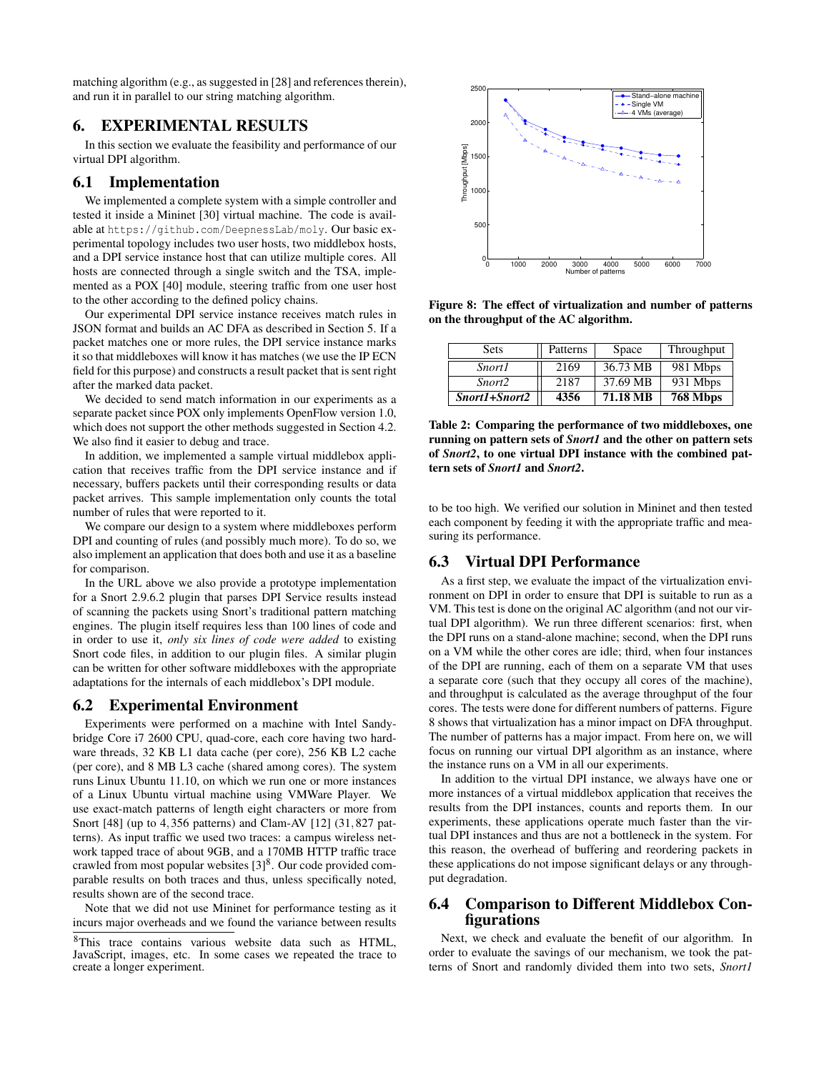matching algorithm (e.g., as suggested in [28] and references therein), and run it in parallel to our string matching algorithm.

# 6. EXPERIMENTAL RESULTS

In this section we evaluate the feasibility and performance of our virtual DPI algorithm.

## 6.1 Implementation

We implemented a complete system with a simple controller and tested it inside a Mininet [30] virtual machine. The code is available at https://github.com/DeepnessLab/moly. Our basic experimental topology includes two user hosts, two middlebox hosts, and a DPI service instance host that can utilize multiple cores. All hosts are connected through a single switch and the TSA, implemented as a POX [40] module, steering traffic from one user host to the other according to the defined policy chains.

Our experimental DPI service instance receives match rules in JSON format and builds an AC DFA as described in Section 5. If a packet matches one or more rules, the DPI service instance marks it so that middleboxes will know it has matches (we use the IP ECN field for this purpose) and constructs a result packet that is sent right after the marked data packet.

We decided to send match information in our experiments as a separate packet since POX only implements OpenFlow version 1.0, which does not support the other methods suggested in Section 4.2. We also find it easier to debug and trace.

In addition, we implemented a sample virtual middlebox application that receives traffic from the DPI service instance and if necessary, buffers packets until their corresponding results or data packet arrives. This sample implementation only counts the total number of rules that were reported to it.

We compare our design to a system where middleboxes perform DPI and counting of rules (and possibly much more). To do so, we also implement an application that does both and use it as a baseline for comparison.

In the URL above we also provide a prototype implementation for a Snort 2.9.6.2 plugin that parses DPI Service results instead of scanning the packets using Snort's traditional pattern matching engines. The plugin itself requires less than 100 lines of code and in order to use it, *only six lines of code were added* to existing Snort code files, in addition to our plugin files. A similar plugin can be written for other software middleboxes with the appropriate adaptations for the internals of each middlebox's DPI module.

## 6.2 Experimental Environment

Experiments were performed on a machine with Intel Sandybridge Core i7 2600 CPU, quad-core, each core having two hardware threads, 32 KB L1 data cache (per core), 256 KB L2 cache (per core), and 8 MB L3 cache (shared among cores). The system runs Linux Ubuntu 11.10, on which we run one or more instances of a Linux Ubuntu virtual machine using VMWare Player. We use exact-match patterns of length eight characters or more from Snort [48] (up to 4,356 patterns) and Clam-AV [12] (31,827 patterns). As input traffic we used two traces: a campus wireless network tapped trace of about 9GB, and a 170MB HTTP traffic trace crawled from most popular websites [3][8]. Our code provided comparable results on both traces and thus, unless specifically noted, results shown are of the second trace.

Note that we did not use Mininet for performance testing as it incurs major overheads and we found the variance between results to be too high. We verified our solution in Mininet and then tested each component by feeding it with the appropriate traffic and measuring its performance.

[8] This trace contains various website data such as HTML, JavaScript, images, etc. In some cases we repeated the trace to create a longer experiment.

Throughput [Mbps]
Number of patterns
Stand-alone machine
Single VM
4 VMs (average)
0
500
1000
1500
2000
2500
0 1000 2000 3000 4000 5000 6000 7000

**Figure 8: The effect of virtualization and number of patterns on the throughput of the AC algorithm.**

| Sets | Patterns | Space | Throughput |
|---|---|---|---|
| *Snort1* | 2169 | 36.73 MB | 981 Mbps |
| *Snort2* | 2187 | 37.69 MB | 931 Mbps |
| ***Snort1+Snort2*** | **4356** | **71.18 MB** | **768 Mbps** |

**Table 2: Comparing the performance of two middleboxes, one running on pattern sets of *Snort1* and the other on pattern sets of *Snort2*, to one virtual DPI instance with the combined pattern sets of *Snort1* and *Snort2*.**

## 6.3 Virtual DPI Performance

As a first step, we evaluate the impact of the virtualization environment on DPI in order to ensure that DPI is suitable to run as a VM. This test is done on the original AC algorithm (and not our virtual DPI algorithm). We run three different scenarios: first, when the DPI runs on a stand-alone machine; second, when the DPI runs on a VM while the other cores are idle; third, when four instances of the DPI are running, each of them on a separate VM that uses a separate core (such that they occupy all cores of the machine), and throughput is calculated as the average throughput of the four cores. The tests were done for different numbers of patterns. Figure 8 shows that virtualization has a minor impact on DFA throughput. The number of patterns has a major impact. From here on, we will focus on running our virtual DPI algorithm as an instance, where the instance runs on a VM in all our experiments.

In addition to the virtual DPI instance, we always have one or more instances of a virtual middlebox application that receives the results from the DPI instances, counts and reports them. In our experiments, these applications operate much faster than the virtual DPI instances and thus are not a bottleneck in the system. For this reason, the overhead of buffering and reordering packets in these applications do not impose significant delays or any throughput degradation.

## 6.4 Comparison to Different Middlebox Configurations

Next, we check and evaluate the benefit of our algorithm. In order to evaluate the savings of our mechanism, we took the patterns of Snort and randomly divided them into two sets, *Snort1*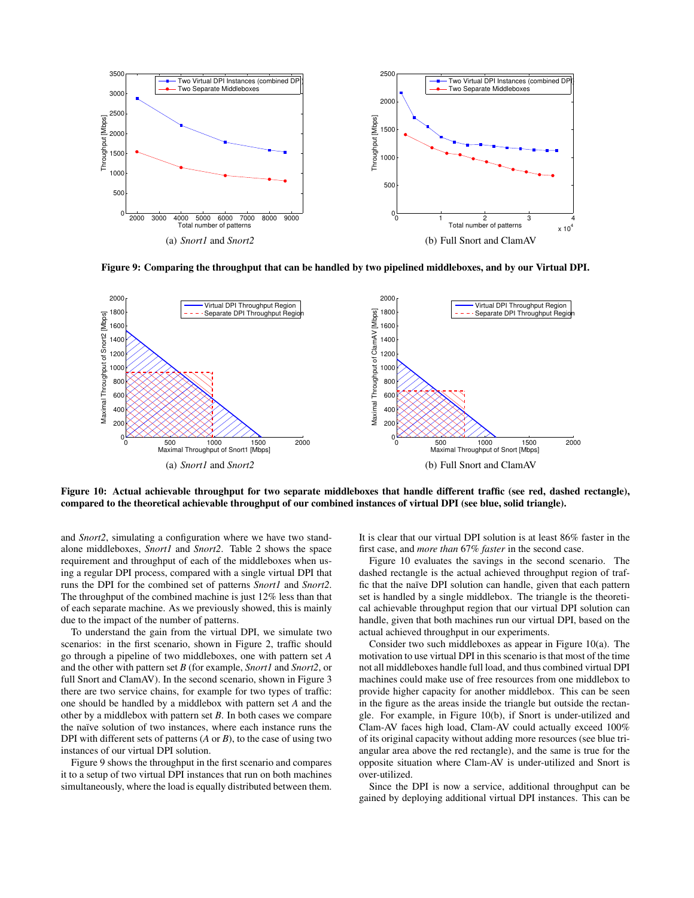Throughput [Mbps]

3500
3000
2500
2000
1500
1000
500
0

Two Virtual DPI Instances (combined DPI)
Two Separate Middleboxes

2000 3000 4000 5000 6000 7000 8000 9000
Total number of patterns

(a) *Snort1* and *Snort2*

Throughput [Mbps]

2500
2000
1500
1000
500
0

Two Virtual DPI Instances (combined DPI)
Two Separate Middleboxes

0 1 2 3 4
Total number of patterns
x 10^4

(b) Full Snort and ClamAV

**Figure 9: Comparing the throughput that can be handled by two pipelined middleboxes, and by our Virtual DPI.**

Maximal Throughput of Snort2 [Mbps]

2000
1800
1600
1400
1200
1000
800
600
400
200
0

Virtual DPI Throughput Region
Separate DPI Throughput Region

0 500 1000 1500 2000
Maximal Throughput of Snort1 [Mbps]

(a) *Snort1* and *Snort2*

Maximal Throughput of ClamAV [Mbps]

2000
1800
1600
1400
1200
1000
800
600
400
200
0

Virtual DPI Throughput Region
Separate DPI Throughput Region

0 500 1000 1500 2000
Maximal Throughput of Snort [Mbps]

(b) Full Snort and ClamAV

**Figure 10: Actual achievable throughput for two separate middleboxes that handle different traffic (see red, dashed rectangle), compared to the theoretical achievable throughput of our combined instances of virtual DPI (see blue, solid triangle).**

and *Snort2*, simulating a configuration where we have two stand-alone middleboxes, *Snort1* and *Snort2*. Table 2 shows the space requirement and throughput of each of the middleboxes when using a regular DPI process, compared with a single virtual DPI that runs the DPI for the combined set of patterns *Snort1* and *Snort2*. The throughput of the combined machine is just 12% less than that of each separate machine. As we previously showed, this is mainly due to the impact of the number of patterns.

To understand the gain from the virtual DPI, we simulate two scenarios: in the first scenario, shown in Figure 2, traffic should go through a pipeline of two middleboxes, one with pattern set *A* and the other with pattern set *B* (for example, *Snort1* and *Snort2*, or full Snort and ClamAV). In the second scenario, shown in Figure 3 there are two service chains, for example for two types of traffic: one should be handled by a middlebox with pattern set *A* and the other by a middlebox with pattern set *B*. In both cases we compare the naïve solution of two instances, where each instance runs the DPI with different sets of patterns (*A* or *B*), to the case of using two instances of our virtual DPI solution.

Figure 9 shows the throughput in the first scenario and compares it to a setup of two virtual DPI instances that run on both machines simultaneously, where the load is equally distributed between them. It is clear that our virtual DPI solution is at least 86% faster in the first case, and *more than* 67% *faster* in the second case.

Figure 10 evaluates the savings in the second scenario. The dashed rectangle is the actual achieved throughput region of traffic that the naïve DPI solution can handle, given that each pattern set is handled by a single middlebox. The triangle is the theoretical achievable throughput region that our virtual DPI solution can handle, given that both machines run our virtual DPI, based on the actual achieved throughput in our experiments.

Consider two such middleboxes as appear in Figure 10(a). The motivation to use virtual DPI in this scenario is that most of the time not all middleboxes handle full load, and thus combined virtual DPI machines could make use of free resources from one middlebox to provide higher capacity for another middlebox. This can be seen in the figure as the areas inside the triangle but outside the rectangle. For example, in Figure 10(b), if Snort is under-utilized and Clam-AV faces high load, Clam-AV could actually exceed 100% of its original capacity without adding more resources (see blue triangular area above the red rectangle), and the same is true for the opposite situation where Clam-AV is under-utilized and Snort is over-utilized.

Since the DPI is now a service, additional throughput can be gained by deploying additional virtual DPI instances. This can be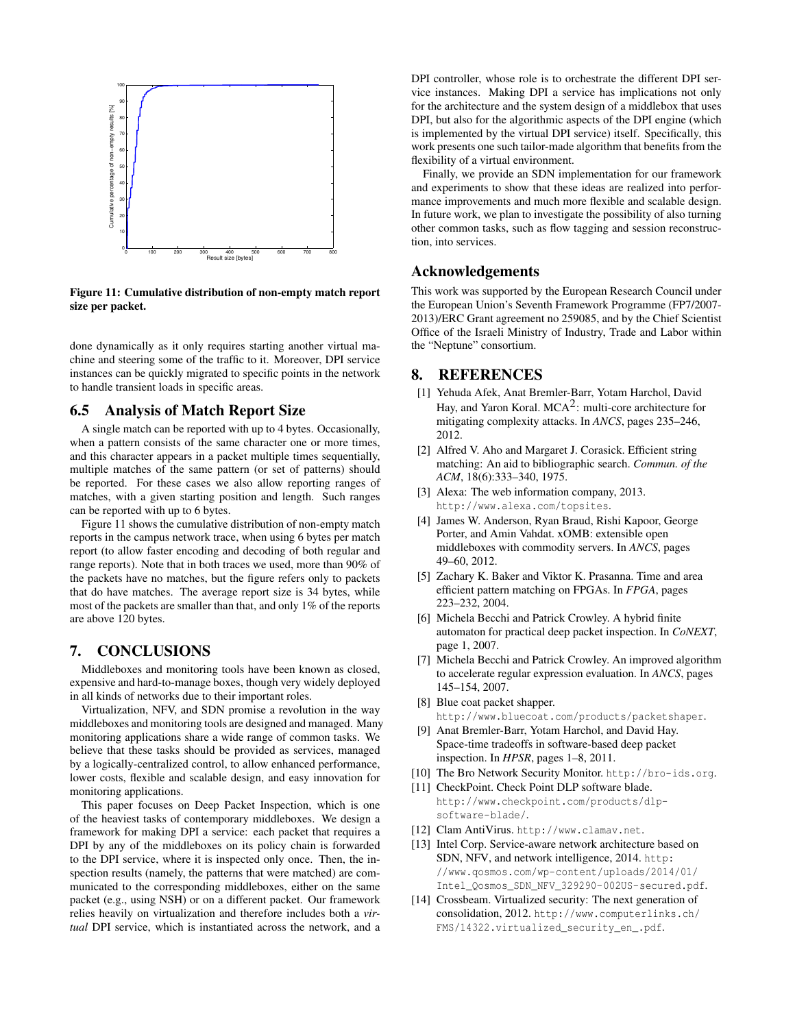**Figure 11: Cumulative distribution of non-empty match report size per packet.**

done dynamically as it only requires starting another virtual machine and steering some of the traffic to it. Moreover, DPI service instances can be quickly migrated to specific points in the network to handle transient loads in specific areas.

## 6.5 Analysis of Match Report Size

A single match can be reported with up to 4 bytes. Occasionally, when a pattern consists of the same character one or more times, and this character appears in a packet multiple times sequentially, multiple matches of the same pattern (or set of patterns) should be reported. For these cases we also allow reporting ranges of matches, with a given starting position and length. Such ranges can be reported with up to 6 bytes.

Figure 11 shows the cumulative distribution of non-empty match reports in the campus network trace, when using 6 bytes per match report (to allow faster encoding and decoding of both regular and range reports). Note that in both traces we used, more than 90% of the packets have no matches, but the figure refers only to packets that do have matches. The average report size is 34 bytes, while most of the packets are smaller than that, and only 1% of the reports are above 120 bytes.

# 7. CONCLUSIONS

Middleboxes and monitoring tools have been known as closed, expensive and hard-to-manage boxes, though very widely deployed in all kinds of networks due to their important roles.

Virtualization, NFV, and SDN promise a revolution in the way middleboxes and monitoring tools are designed and managed. Many monitoring applications share a wide range of common tasks. We believe that these tasks should be provided as services, managed by a logically-centralized control, to allow enhanced performance, lower costs, flexible and scalable design, and easy innovation for monitoring applications.

This paper focuses on Deep Packet Inspection, which is one of the heaviest tasks of contemporary middleboxes. We design a framework for making DPI a service: each packet that requires a DPI by any of the middleboxes on its policy chain is forwarded to the DPI service, where it is inspected only once. Then, the inspection results (namely, the patterns that were matched) are communicated to the corresponding middleboxes, either on the same packet (e.g., using NSH) or on a different packet. Our framework relies heavily on virtualization and therefore includes both a *virtual* DPI service, which is instantiated across the network, and a DPI controller, whose role is to orchestrate the different DPI service instances. Making DPI a service has implications not only for the architecture and the system design of a middlebox that uses DPI, but also for the algorithmic aspects of the DPI engine (which is implemented by the virtual DPI service) itself. Specifically, this work presents one such tailor-made algorithm that benefits from the flexibility of a virtual environment.

Finally, we provide an SDN implementation for our framework and experiments to show that these ideas are realized into performance improvements and much more flexible and scalable design. In future work, we plan to investigate the possibility of also turning other common tasks, such as flow tagging and session reconstruction, into services.

## Acknowledgements

This work was supported by the European Research Council under the European Union's Seventh Framework Programme (FP7/2007-2013)/ERC Grant agreement no 259085, and by the Chief Scientist Office of the Israeli Ministry of Industry, Trade and Labor within the "Neptune" consortium.

# 8. REFERENCES

[1] Yehuda Afek, Anat Bremler-Barr, Yotam Harchol, David Hay, and Yaron Koral. MCA$^2$: multi-core architecture for mitigating complexity attacks. In *ANCS*, pages 235–246, 2012.

[2] Alfred V. Aho and Margaret J. Corasick. Efficient string matching: An aid to bibliographic search. *Commun. of the ACM*, 18(6):333–340, 1975.

[3] Alexa: The web information company, 2013. http://www.alexa.com/topsites.

[4] James W. Anderson, Ryan Braud, Rishi Kapoor, George Porter, and Amin Vahdat. xOMB: extensible open middleboxes with commodity servers. In *ANCS*, pages 49–60, 2012.

[5] Zachary K. Baker and Viktor K. Prasanna. Time and area efficient pattern matching on FPGAs. In *FPGA*, pages 223–232, 2004.

[6] Michela Becchi and Patrick Crowley. A hybrid finite automaton for practical deep packet inspection. In *CoNEXT*, page 1, 2007.

[7] Michela Becchi and Patrick Crowley. An improved algorithm to accelerate regular expression evaluation. In *ANCS*, pages 145–154, 2007.

[8] Blue coat packet shapper. http://www.bluecoat.com/products/packetshaper.

[9] Anat Bremler-Barr, Yotam Harchol, and David Hay. Space-time tradeoffs in software-based deep packet inspection. In *HPSR*, pages 1–8, 2011.

[10] The Bro Network Security Monitor. http://bro-ids.org.

[11] CheckPoint. Check Point DLP software blade. http://www.checkpoint.com/products/dlp-software-blade/.

[12] Clam AntiVirus. http://www.clamav.net.

[13] Intel Corp. Service-aware network architecture based on SDN, NFV, and network intelligence, 2014. http://www.qosmos.com/wp-content/uploads/2014/01/Intel_Qosmos_SDN_NFV_329290-002US-secured.pdf.

[14] Crossbeam. Virtualized security: The next generation of consolidation, 2012. http://www.computerlinks.ch/FMS/14322.virtualized_security_en_.pdf.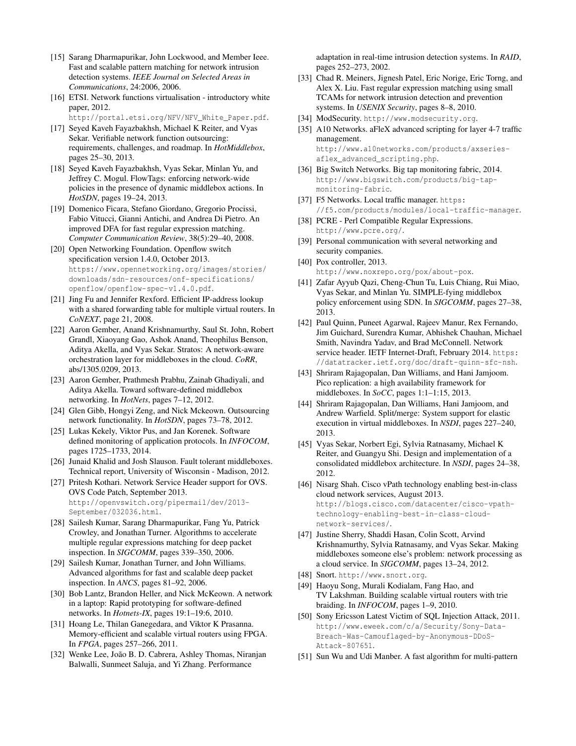[15] Sarang Dharmapurikar, John Lockwood, and Member Ieee. Fast and scalable pattern matching for network intrusion detection systems. *IEEE Journal on Selected Areas in Communications*, 24:2006, 2006.

[16] ETSI. Network functions virtualisation - introductory white paper, 2012. http://portal.etsi.org/NFV/NFV_White_Paper.pdf.

[17] Seyed Kaveh Fayazbakhsh, Michael K Reiter, and Vyas Sekar. Verifiable network function outsourcing: requirements, challenges, and roadmap. In *HotMiddlebox*, pages 25–30, 2013.

[18] Seyed Kaveh Fayazbakhsh, Vyas Sekar, Minlan Yu, and Jeffrey C. Mogul. FlowTags: enforcing network-wide policies in the presence of dynamic middlebox actions. In *HotSDN*, pages 19–24, 2013.

[19] Domenico Ficara, Stefano Giordano, Gregorio Procissi, Fabio Vitucci, Gianni Antichi, and Andrea Di Pietro. An improved DFA for fast regular expression matching. *Computer Communication Review*, 38(5):29–40, 2008.

[20] Open Networking Foundation. Openflow switch specification version 1.4.0, October 2013. https://www.opennetworking.org/images/stories/downloads/sdn-resources/onf-specifications/openflow/openflow-spec-v1.4.0.pdf.

[21] Jing Fu and Jennifer Rexford. Efficient IP-address lookup with a shared forwarding table for multiple virtual routers. In *CoNEXT*, page 21, 2008.

[22] Aaron Gember, Anand Krishnamurthy, Saul St. John, Robert Grandl, Xiaoyang Gao, Ashok Anand, Theophilus Benson, Aditya Akella, and Vyas Sekar. Stratos: A network-aware orchestration layer for middleboxes in the cloud. *CoRR*, abs/1305.0209, 2013.

[23] Aaron Gember, Prathmesh Prabhu, Zainab Ghadiyali, and Aditya Akella. Toward software-defined middlebox networking. In *HotNets*, pages 7–12, 2012.

[24] Glen Gibb, Hongyi Zeng, and Nick Mckeown. Outsourcing network functionality. In *HotSDN*, pages 73–78, 2012.

[25] Lukas Kekely, Viktor Pus, and Jan Korenek. Software defined monitoring of application protocols. In *INFOCOM*, pages 1725–1733, 2014.

[26] Junaid Khalid and Josh Slauson. Fault tolerant middleboxes. Technical report, University of Wisconsin - Madison, 2012.

[27] Pritesh Kothari. Network Service Header support for OVS. OVS Code Patch, September 2013. http://openvswitch.org/pipermail/dev/2013-September/032036.html.

[28] Sailesh Kumar, Sarang Dharmapurikar, Fang Yu, Patrick Crowley, and Jonathan Turner. Algorithms to accelerate multiple regular expressions matching for deep packet inspection. In *SIGCOMM*, pages 339–350, 2006.

[29] Sailesh Kumar, Jonathan Turner, and John Williams. Advanced algorithms for fast and scalable deep packet inspection. In *ANCS*, pages 81–92, 2006.

[30] Bob Lantz, Brandon Heller, and Nick McKeown. A network in a laptop: Rapid prototyping for software-defined networks. In *Hotnets-IX*, pages 19:1–19:6, 2010.

[31] Hoang Le, Thilan Ganegedara, and Viktor K Prasanna. Memory-efficient and scalable virtual routers using FPGA. In *FPGA*, pages 257–266, 2011.

[32] Wenke Lee, João B. D. Cabrera, Ashley Thomas, Niranjan Balwalli, Sunmeet Saluja, and Yi Zhang. Performance adaptation in real-time intrusion detection systems. In *RAID*, pages 252–273, 2002.

[33] Chad R. Meiners, Jignesh Patel, Eric Norige, Eric Torng, and Alex X. Liu. Fast regular expression matching using small TCAMs for network intrusion detection and prevention systems. In *USENIX Security*, pages 8–8, 2010.

[34] ModSecurity. http://www.modsecurity.org.

[35] A10 Networks. aFleX advanced scripting for layer 4-7 traffic management. http://www.a10networks.com/products/axseries-aflex_advanced_scripting.php.

[36] Big Switch Networks. Big tap monitoring fabric, 2014. http://www.bigswitch.com/products/big-tap-monitoring-fabric.

[37] F5 Networks. Local traffic manager. https://f5.com/products/modules/local-traffic-manager.

[38] PCRE - Perl Compatible Regular Expressions. http://www.pcre.org/.

[39] Personal communication with several networking and security companies.

[40] Pox controller, 2013. http://www.noxrepo.org/pox/about-pox.

[41] Zafar Ayyub Qazi, Cheng-Chun Tu, Luis Chiang, Rui Miao, Vyas Sekar, and Minlan Yu. SIMPLE-fying middlebox policy enforcement using SDN. In *SIGCOMM*, pages 27–38, 2013.

[42] Paul Quinn, Puneet Agarwal, Rajeev Manur, Rex Fernando, Jim Guichard, Surendra Kumar, Abhishek Chauhan, Michael Smith, Navindra Yadav, and Brad McConnell. Network service header. IETF Internet-Draft, February 2014. https://datatracker.ietf.org/doc/draft-quinn-sfc-nsh.

[43] Shriram Rajagopalan, Dan Williams, and Hani Jamjoom. Pico replication: a high availability framework for middleboxes. In *SoCC*, pages 1:1–1:15, 2013.

[44] Shriram Rajagopalan, Dan Williams, Hani Jamjoom, and Andrew Warfield. Split/merge: System support for elastic execution in virtual middleboxes. In *NSDI*, pages 227–240, 2013.

[45] Vyas Sekar, Norbert Egi, Sylvia Ratnasamy, Michael K Reiter, and Guangyu Shi. Design and implementation of a consolidated middlebox architecture. In *NSDI*, pages 24–38, 2012.

[46] Nisarg Shah. Cisco vPath technology enabling best-in-class cloud network services, August 2013. http://blogs.cisco.com/datacenter/cisco-vpath-technology-enabling-best-in-class-cloud-network-services/.

[47] Justine Sherry, Shaddi Hasan, Colin Scott, Arvind Krishnamurthy, Sylvia Ratnasamy, and Vyas Sekar. Making middleboxes someone else's problem: network processing as a cloud service. In *SIGCOMM*, pages 13–24, 2012.

[48] Snort. http://www.snort.org.

[49] Haoyu Song, Murali Kodialam, Fang Hao, and TV Lakshman. Building scalable virtual routers with trie braiding. In *INFOCOM*, pages 1–9, 2010.

[50] Sony Ericsson Latest Victim of SQL Injection Attack, 2011. http://www.eweek.com/c/a/Security/Sony-Data-Breach-Was-Camouflaged-by-Anonymous-DDoS-Attack-807651.

[51] Sun Wu and Udi Manber. A fast algorithm for multi-pattern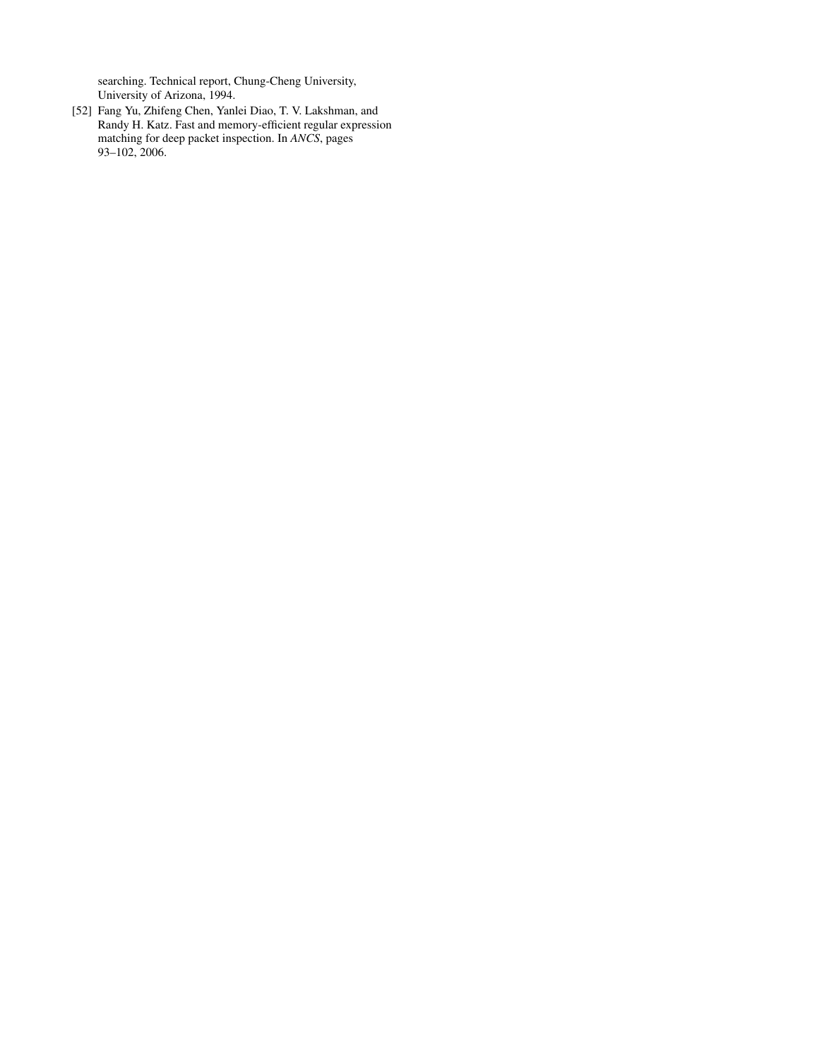searching. Technical report, Chung-Cheng University, University of Arizona, 1994.

[52] Fang Yu, Zhifeng Chen, Yanlei Diao, T. V. Lakshman, and Randy H. Katz. Fast and memory-efficient regular expression matching for deep packet inspection. In *ANCS*, pages 93–102, 2006.